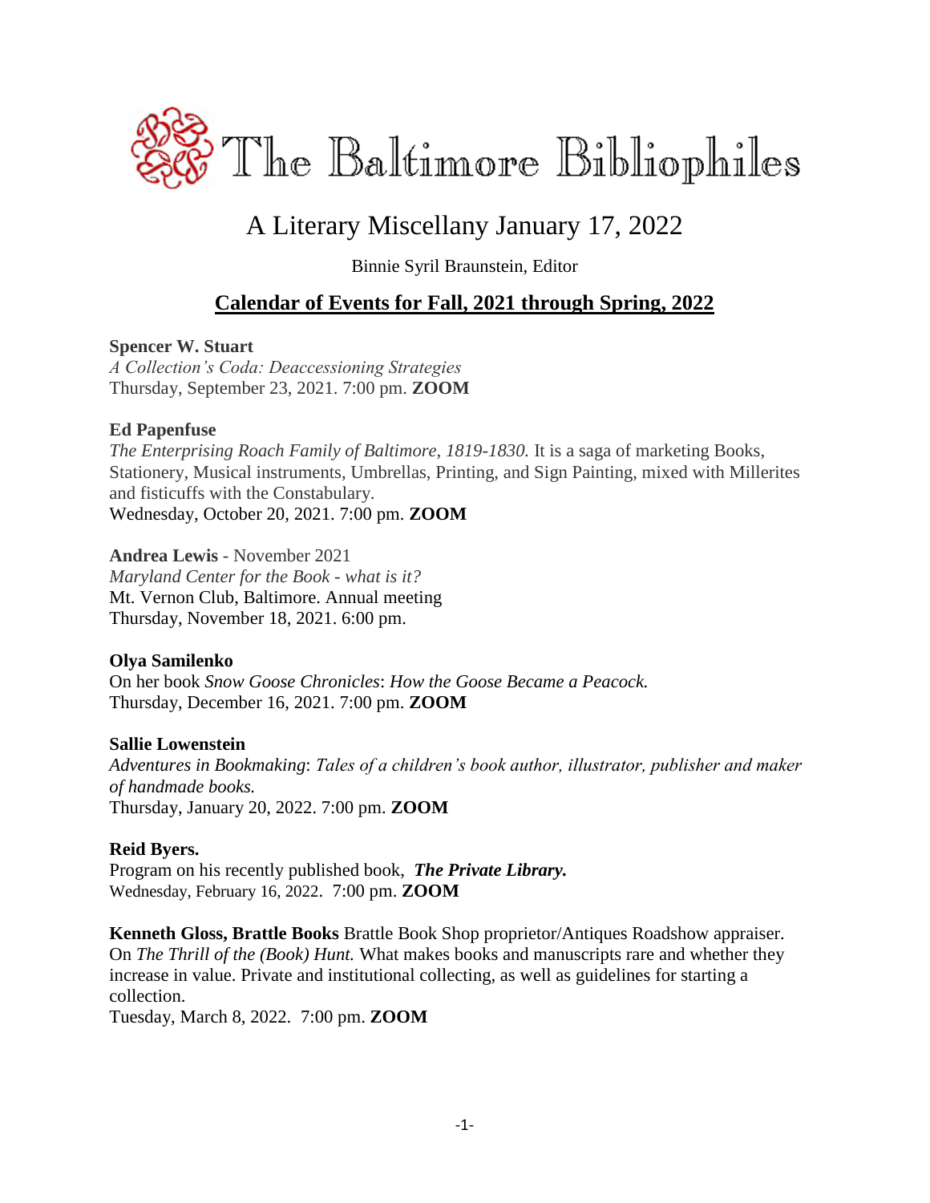# The Baltimore Bibliophiles

## A Literary Miscellany January 17, 2022

Binnie Syril Braunstein, Editor

## Calendar of Events for Fall, 2021 through Spring, 2022

**Spencer W. Stuart**
*A Collection's Coda: Deaccessioning Strategies*
Thursday, September 23, 2021. 7:00 pm. **ZOOM**

**Ed Papenfuse**
*The Enterprising Roach Family of Baltimore, 1819-1830.* It is a saga of marketing Books, Stationery, Musical instruments, Umbrellas, Printing, and Sign Painting, mixed with Millerites and fisticuffs with the Constabulary.
Wednesday, October 20, 2021. 7:00 pm. **ZOOM**

**Andrea Lewis** - November 2021
*Maryland Center for the Book - what is it?*
Mt. Vernon Club, Baltimore. Annual meeting
Thursday, November 18, 2021. 6:00 pm.

**Olya Samilenko**
On her book *Snow Goose Chronicles*: *How the Goose Became a Peacock.*
Thursday, December 16, 2021. 7:00 pm. **ZOOM**

**Sallie Lowenstein**
*Adventures in Bookmaking*: *Tales of a children's book author, illustrator, publisher and maker of handmade books.*
Thursday, January 20, 2022. 7:00 pm. **ZOOM**

**Reid Byers.**
Program on his recently published book, ***The Private Library.***
Wednesday, February 16, 2022. 7:00 pm. **ZOOM**

**Kenneth Gloss, Brattle Books** Brattle Book Shop proprietor/Antiques Roadshow appraiser. On *The Thrill of the (Book) Hunt.* What makes books and manuscripts rare and whether they increase in value. Private and institutional collecting, as well as guidelines for starting a collection.
Tuesday, March 8, 2022. 7:00 pm. **ZOOM**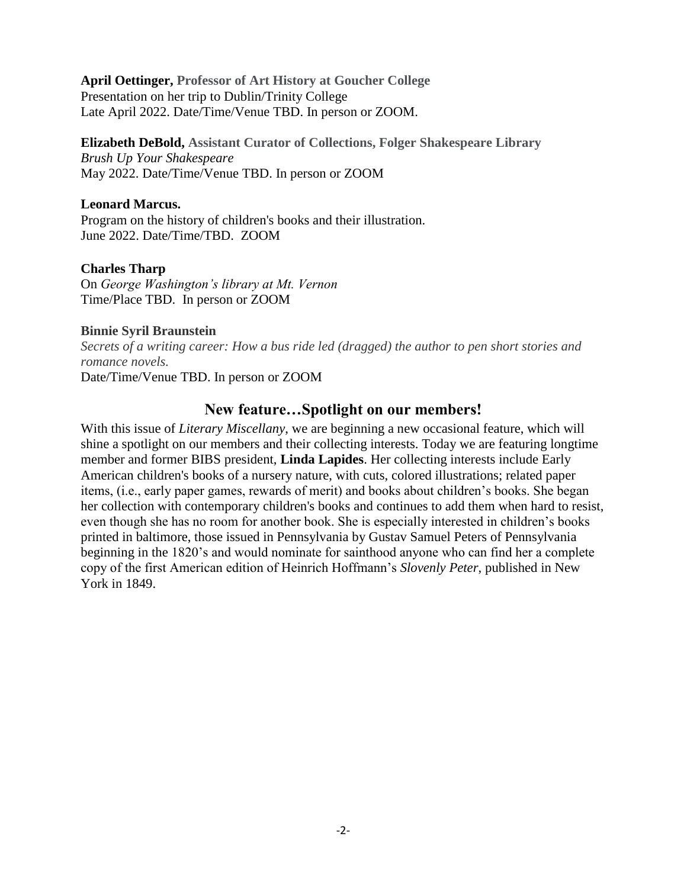**April Oettinger, Professor of Art History at Goucher College**
Presentation on her trip to Dublin/Trinity College
Late April 2022. Date/Time/Venue TBD. In person or ZOOM.

**Elizabeth DeBold, Assistant Curator of Collections, Folger Shakespeare Library**
*Brush Up Your Shakespeare*
May 2022. Date/Time/Venue TBD. In person or ZOOM

**Leonard Marcus.**
Program on the history of children's books and their illustration.
June 2022. Date/Time/TBD. ZOOM

**Charles Tharp**
On *George Washington's library at Mt. Vernon*
Time/Place TBD. In person or ZOOM

**Binnie Syril Braunstein**
*Secrets of a writing career: How a bus ride led (dragged) the author to pen short stories and romance novels.*
Date/Time/Venue TBD. In person or ZOOM

## New feature…Spotlight on our members!

With this issue of *Literary Miscellany*, we are beginning a new occasional feature, which will shine a spotlight on our members and their collecting interests. Today we are featuring longtime member and former BIBS president, **Linda Lapides**. Her collecting interests include Early American children's books of a nursery nature, with cuts, colored illustrations; related paper items, (i.e., early paper games, rewards of merit) and books about children's books. She began her collection with contemporary children's books and continues to add them when hard to resist, even though she has no room for another book. She is especially interested in children's books printed in baltimore, those issued in Pennsylvania by Gustav Samuel Peters of Pennsylvania beginning in the 1820's and would nominate for sainthood anyone who can find her a complete copy of the first American edition of Heinrich Hoffmann's *Slovenly Peter*, published in New York in 1849.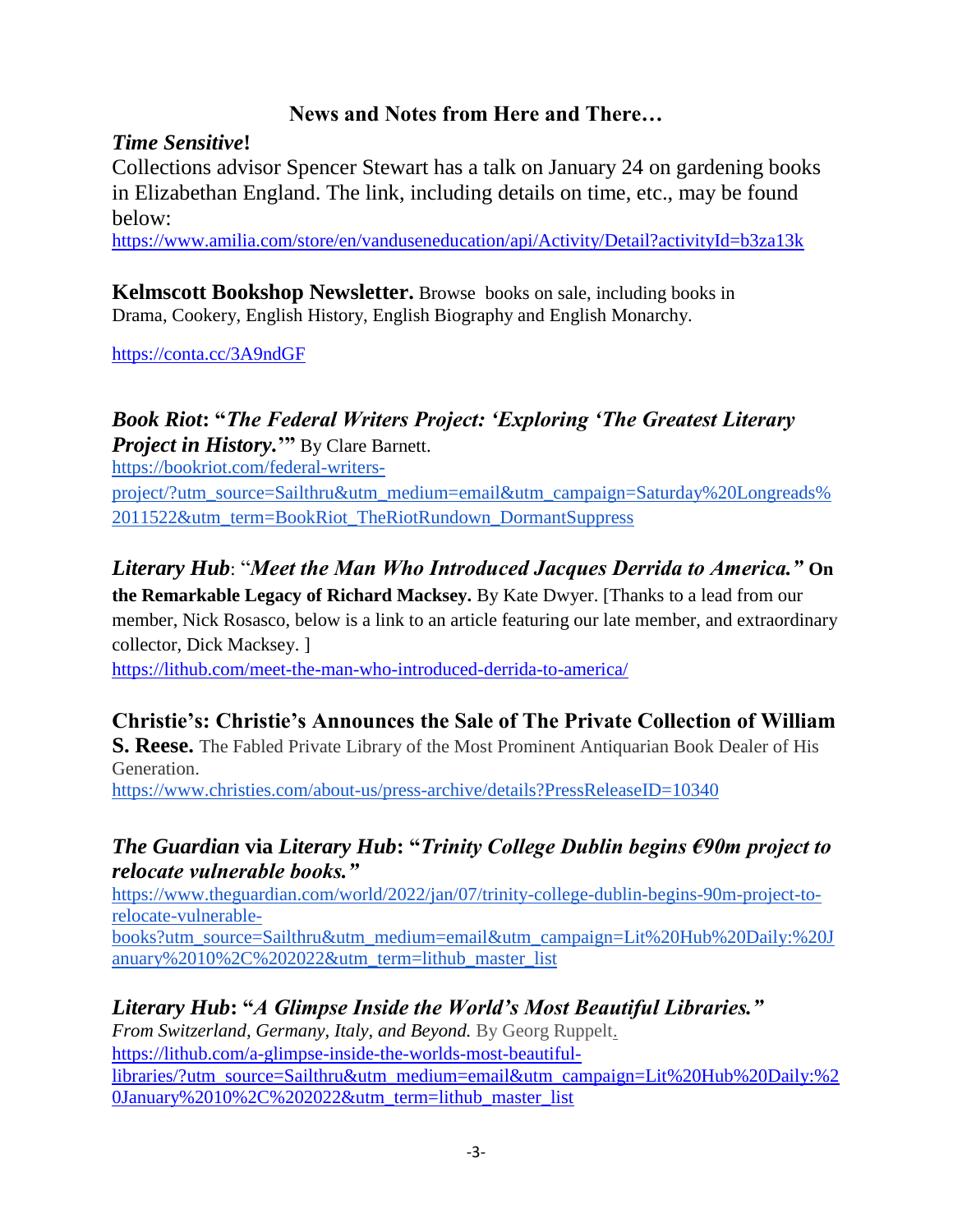## News and Notes from Here and There…

***Time Sensitive*!**

Collections advisor Spencer Stewart has a talk on January 24 on gardening books in Elizabethan England. The link, including details on time, etc., may be found below:

https://www.amilia.com/store/en/vanduseneducation/api/Activity/Detail?activityId=b3za13k

**Kelmscott Bookshop Newsletter.** Browse books on sale, including books in Drama, Cookery, English History, English Biography and English Monarchy.

https://conta.cc/3A9ndGF

***Book Riot*: "*The Federal Writers Project: 'Exploring 'The Greatest Literary Project in History.*'"** By Clare Barnett.

https://bookriot.com/federal-writers-project/?utm_source=Sailthru&utm_medium=email&utm_campaign=Saturday%20Longreads%2011522&utm_term=BookRiot_TheRiotRundown_DormantSuppress

***Literary Hub***: "***Meet the Man Who Introduced Jacques Derrida to America.*" On the Remarkable Legacy of Richard Macksey.** By Kate Dwyer. [Thanks to a lead from our member, Nick Rosasco, below is a link to an article featuring our late member, and extraordinary collector, Dick Macksey. ]

https://lithub.com/meet-the-man-who-introduced-derrida-to-america/

**Christie's: Christie's Announces the Sale of The Private Collection of William S. Reese.** The Fabled Private Library of the Most Prominent Antiquarian Book Dealer of His Generation.

https://www.christies.com/about-us/press-archive/details?PressReleaseID=10340

***The Guardian* via *Literary Hub*: "*Trinity College Dublin begins €90m project to relocate vulnerable books.*"**

https://www.theguardian.com/world/2022/jan/07/trinity-college-dublin-begins-90m-project-to-relocate-vulnerable-books?utm_source=Sailthru&utm_medium=email&utm_campaign=Lit%20Hub%20Daily:%20January%2010%2C%202022&utm_term=lithub_master_list

***Literary Hub*: "*A Glimpse Inside the World's Most Beautiful Libraries.*"**

*From Switzerland, Germany, Italy, and Beyond.* By Georg Ruppelt.

https://lithub.com/a-glimpse-inside-the-worlds-most-beautiful-libraries/?utm_source=Sailthru&utm_medium=email&utm_campaign=Lit%20Hub%20Daily:%20January%2010%2C%202022&utm_term=lithub_master_list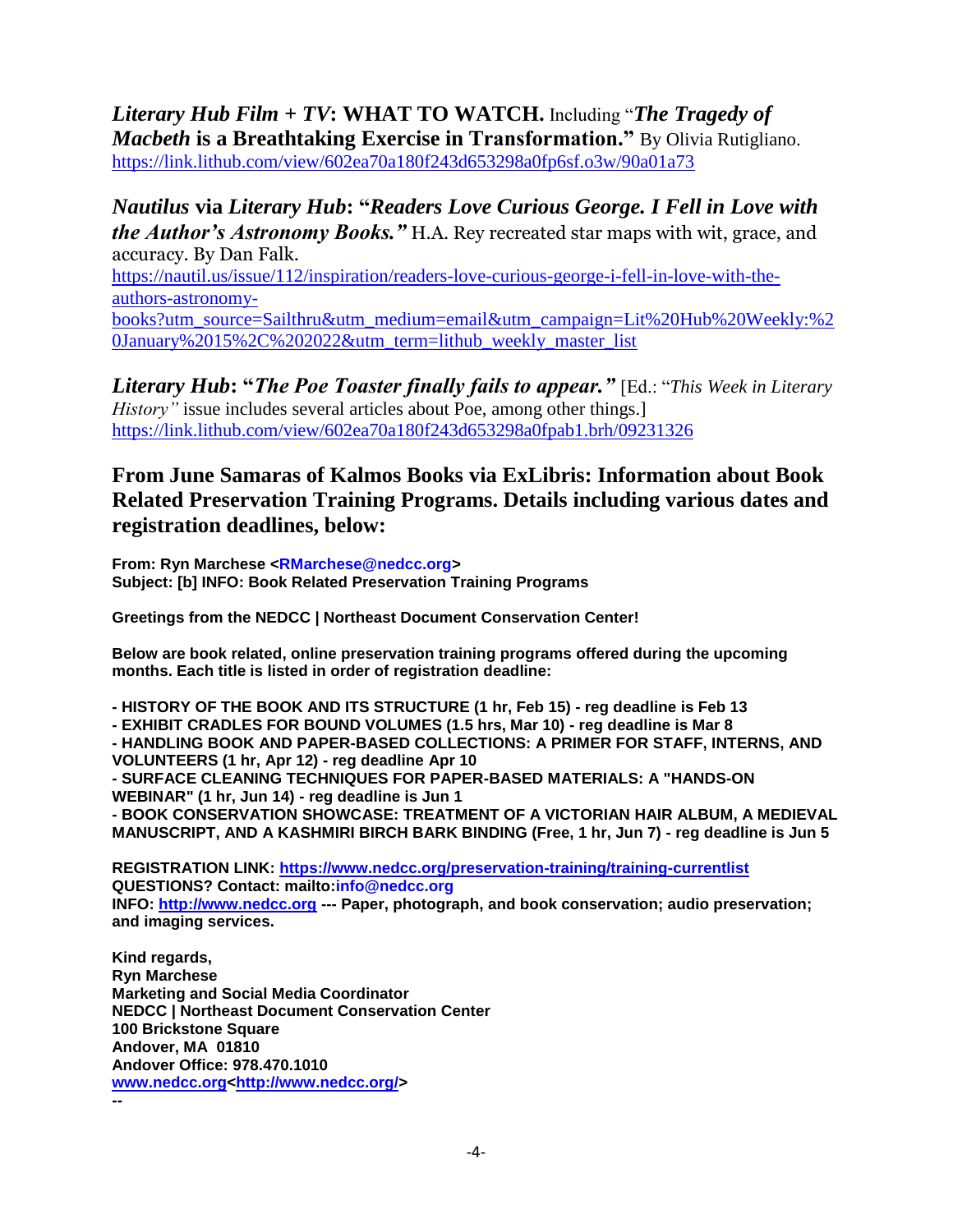***Literary Hub Film + TV*: WHAT TO WATCH.** Including "***The Tragedy of Macbeth* is a Breathtaking Exercise in Transformation."** By Olivia Rutigliano.
https://link.lithub.com/view/602ea70a180f243d653298a0fp6sf.o3w/90a01a73

***Nautilus* via *Literary Hub*: "*Readers Love Curious George. I Fell in Love with the Author's Astronomy Books.*"** H.A. Rey recreated star maps with wit, grace, and accuracy. By Dan Falk.
https://nautil.us/issue/112/inspiration/readers-love-curious-george-i-fell-in-love-with-the-authors-astronomy-books?utm_source=Sailthru&utm_medium=email&utm_campaign=Lit%20Hub%20Weekly:%20January%2015%2C%202022&utm_term=lithub_weekly_master_list

***Literary Hub*: "*The Poe Toaster finally fails to appear.*"** [Ed.: "*This Week in Literary History"* issue includes several articles about Poe, among other things.]
https://link.lithub.com/view/602ea70a180f243d653298a0fpab1.brh/09231326

## From June Samaras of Kalmos Books via ExLibris: Information about Book Related Preservation Training Programs. Details including various dates and registration deadlines, below:

**From: Ryn Marchese <RMarchese@nedcc.org>**
**Subject: [b] INFO: Book Related Preservation Training Programs**

**Greetings from the NEDCC | Northeast Document Conservation Center!**

**Below are book related, online preservation training programs offered during the upcoming months. Each title is listed in order of registration deadline:**

**- HISTORY OF THE BOOK AND ITS STRUCTURE (1 hr, Feb 15) - reg deadline is Feb 13**
**- EXHIBIT CRADLES FOR BOUND VOLUMES (1.5 hrs, Mar 10) - reg deadline is Mar 8**
**- HANDLING BOOK AND PAPER-BASED COLLECTIONS: A PRIMER FOR STAFF, INTERNS, AND VOLUNTEERS (1 hr, Apr 12) - reg deadline Apr 10**
**- SURFACE CLEANING TECHNIQUES FOR PAPER-BASED MATERIALS: A "HANDS-ON WEBINAR" (1 hr, Jun 14) - reg deadline is Jun 1**
**- BOOK CONSERVATION SHOWCASE: TREATMENT OF A VICTORIAN HAIR ALBUM, A MEDIEVAL MANUSCRIPT, AND A KASHMIRI BIRCH BARK BINDING (Free, 1 hr, Jun 7) - reg deadline is Jun 5**

**REGISTRATION LINK: https://www.nedcc.org/preservation-training/training-currentlist**
**QUESTIONS? Contact: mailto:info@nedcc.org**
**INFO: http://www.nedcc.org --- Paper, photograph, and book conservation; audio preservation; and imaging services.**

**Kind regards,**
**Ryn Marchese**
**Marketing and Social Media Coordinator**
**NEDCC | Northeast Document Conservation Center**
**100 Brickstone Square**
**Andover, MA 01810**
**Andover Office: 978.470.1010**
**www.nedcc.org<http://www.nedcc.org/>**
**--**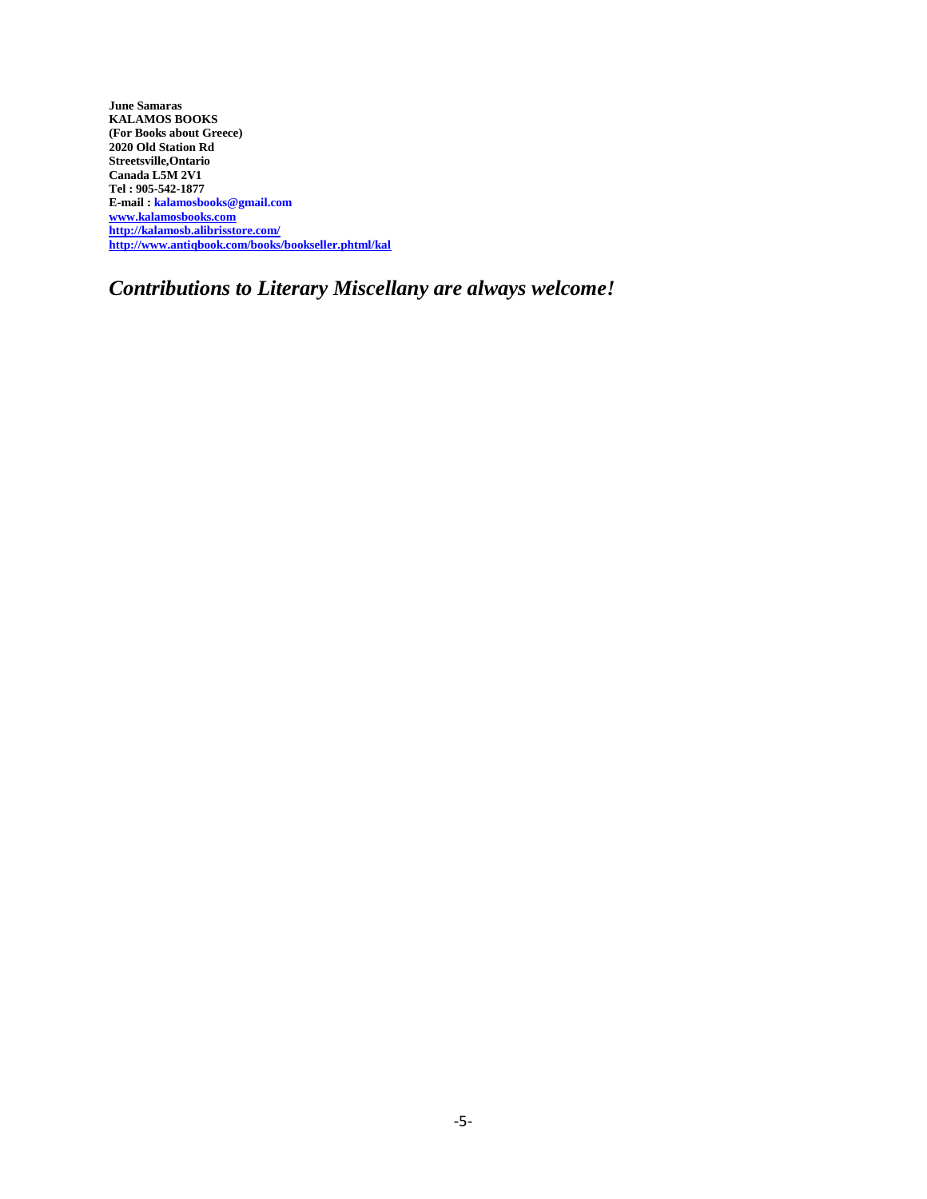**June Samaras**
**KALAMOS BOOKS**
**(For Books about Greece)**
**2020 Old Station Rd**
**Streetsville,Ontario**
**Canada L5M 2V1**
**Tel : 905-542-1877**
**E-mail : kalamosbooks@gmail.com**
**www.kalamosbooks.com**
**http://kalamosb.alibrisstore.com/**
**http://www.antiqbook.com/books/bookseller.phtml/kal**

***Contributions to Literary Miscellany are always welcome!***